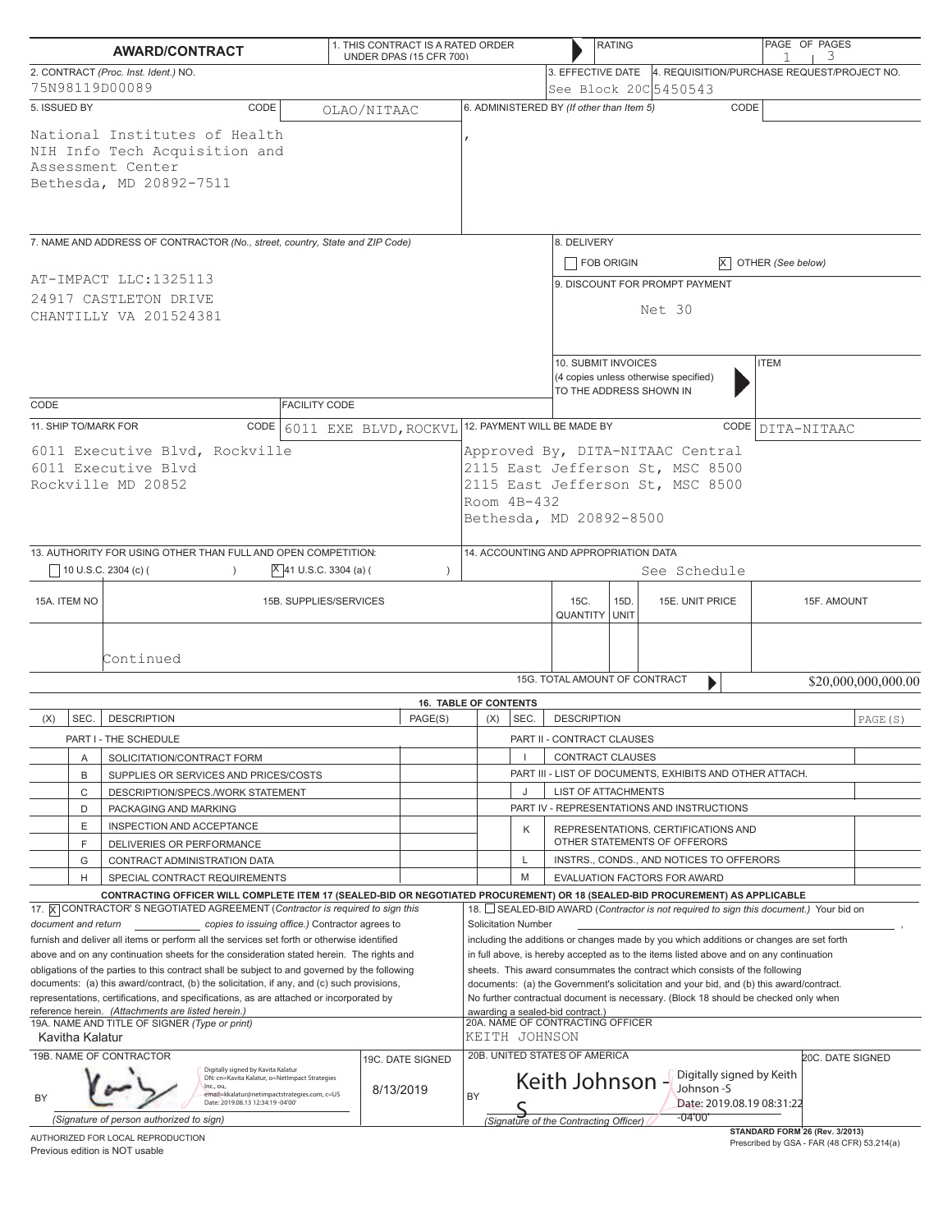# AWARD/CONTRACT

1. THIS CONTRACT IS A RATED ORDER UNDER DPAS (15 CFR 700) | RATING

2. CONTRACT *(Proc. Inst. Ident.)* NO.
75N98119D00089

3. EFFECTIVE DATE
See Block 20C

4. REQUISITION/PURCHASE REQUEST/PROJECT NO.
5450543

5. ISSUED BY — CODE: OLAO/NITAAC

National Institutes of Health
NIH Info Tech Acquisition and
Assessment Center
Bethesda, MD 20892-7511

6. ADMINISTERED BY *(If other than Item 5)* — CODE

,

7. NAME AND ADDRESS OF CONTRACTOR *(No., street, country, State and ZIP Code)*

AT-IMPACT LLC:1325113
24917 CASTLETON DRIVE
CHANTILLY VA 201524381

CODE | FACILITY CODE

8. DELIVERY
☐ FOB ORIGIN ☒ OTHER *(See below)*

9. DISCOUNT FOR PROMPT PAYMENT
Net 30

10. SUBMIT INVOICES (4 copies unless otherwise specified) TO THE ADDRESS SHOWN IN — ITEM

11. SHIP TO/MARK FOR — CODE: 6011 EXE BLVD, ROCKVL

6011 Executive Blvd, Rockville
6011 Executive Blvd
Rockville MD 20852

12. PAYMENT WILL BE MADE BY — CODE: DITA-NITAAC

Approved By, DITA-NITAAC Central
2115 East Jefferson St, MSC 8500
2115 East Jefferson St, MSC 8500
Room 4B-432
Bethesda, MD 20892-8500

13. AUTHORITY FOR USING OTHER THAN FULL AND OPEN COMPETITION:
☐ 10 U.S.C. 2304 (c) ( ) ☒ 41 U.S.C. 3304 (a) ( )

14. ACCOUNTING AND APPROPRIATION DATA
See Schedule

| 15A. ITEM NO | 15B. SUPPLIES/SERVICES | 15C. QUANTITY | 15D. UNIT | 15E. UNIT PRICE | 15F. AMOUNT |
|---|---|---|---|---|---|
| | Continued | | | | |

15G. TOTAL AMOUNT OF CONTRACT: $20,000,000,000.00

## 16. TABLE OF CONTENTS

| (X) | SEC. | DESCRIPTION | PAGE(S) | (X) | SEC. | DESCRIPTION | PAGE(S) |
|---|---|---|---|---|---|---|---|
| | | PART I - THE SCHEDULE | | | | PART II - CONTRACT CLAUSES | |
| | A | SOLICITATION/CONTRACT FORM | | | I | CONTRACT CLAUSES | |
| | B | SUPPLIES OR SERVICES AND PRICES/COSTS | | | | PART III - LIST OF DOCUMENTS, EXHIBITS AND OTHER ATTACH. | |
| | C | DESCRIPTION/SPECS./WORK STATEMENT | | | J | LIST OF ATTACHMENTS | |
| | D | PACKAGING AND MARKING | | | | PART IV - REPRESENTATIONS AND INSTRUCTIONS | |
| | E | INSPECTION AND ACCEPTANCE | | | K | REPRESENTATIONS, CERTIFICATIONS AND OTHER STATEMENTS OF OFFERORS | |
| | F | DELIVERIES OR PERFORMANCE | | | | | |
| | G | CONTRACT ADMINISTRATION DATA | | | L | INSTRS., CONDS., AND NOTICES TO OFFERORS | |
| | H | SPECIAL CONTRACT REQUIREMENTS | | | M | EVALUATION FACTORS FOR AWARD | |

**CONTRACTING OFFICER WILL COMPLETE ITEM 17 (SEALED-BID OR NEGOTIATED PROCUREMENT) OR 18 (SEALED-BID PROCUREMENT) AS APPLICABLE**

17. ☒ CONTRACTOR'S NEGOTIATED AGREEMENT *(Contractor is required to sign this document and return ____ copies to issuing office.)* Contractor agrees to furnish and deliver all items or perform all the services set forth or otherwise identified above and on any continuation sheets for the consideration stated herein. The rights and obligations of the parties to this contract shall be subject to and governed by the following documents: (a) this award/contract, (b) the solicitation, if any, and (c) such provisions, representations, certifications, and specifications, as are attached or incorporated by reference herein. *(Attachments are listed herein.)*

18. ☐ SEALED-BID AWARD *(Contractor is not required to sign this document.)* Your bid on Solicitation Number ____________, including the additions or changes made by you which additions or changes are set forth in full above, is hereby accepted as to the items listed above and on any continuation sheets. This award consummates the contract which consists of the following documents: (a) the Government's solicitation and your bid, and (b) this award/contract. No further contractual document is necessary. (Block 18 should be checked only when awarding a sealed-bid contract.)

19A. NAME AND TITLE OF SIGNER *(Type or print)*
Kavitha Kalatur

20A. NAME OF CONTRACTING OFFICER
KEITH JOHNSON

19B. NAME OF CONTRACTOR
BY: Digitally signed by Kavita Kalatur
DN: cn=Kavita Kalatur, o=NetImpact Strategies Inc., ou, email=kkalatur@netimpactstrategies.com, c=US
Date: 2019.08.13 12:34:19 -04'00'
*(Signature of person authorized to sign)*

19C. DATE SIGNED
8/13/2019

20B. UNITED STATES OF AMERICA
BY: Keith Johnson -S — Digitally signed by Keith Johnson -S Date: 2019.08.19 08:31:22 -04'00'
*(Signature of the Contracting Officer)*

20C. DATE SIGNED

AUTHORIZED FOR LOCAL REPRODUCTION
Previous edition is NOT usable

**STANDARD FORM 26 (Rev. 3/2013)**
Prescribed by GSA - FAR (48 CFR) 53.214(a)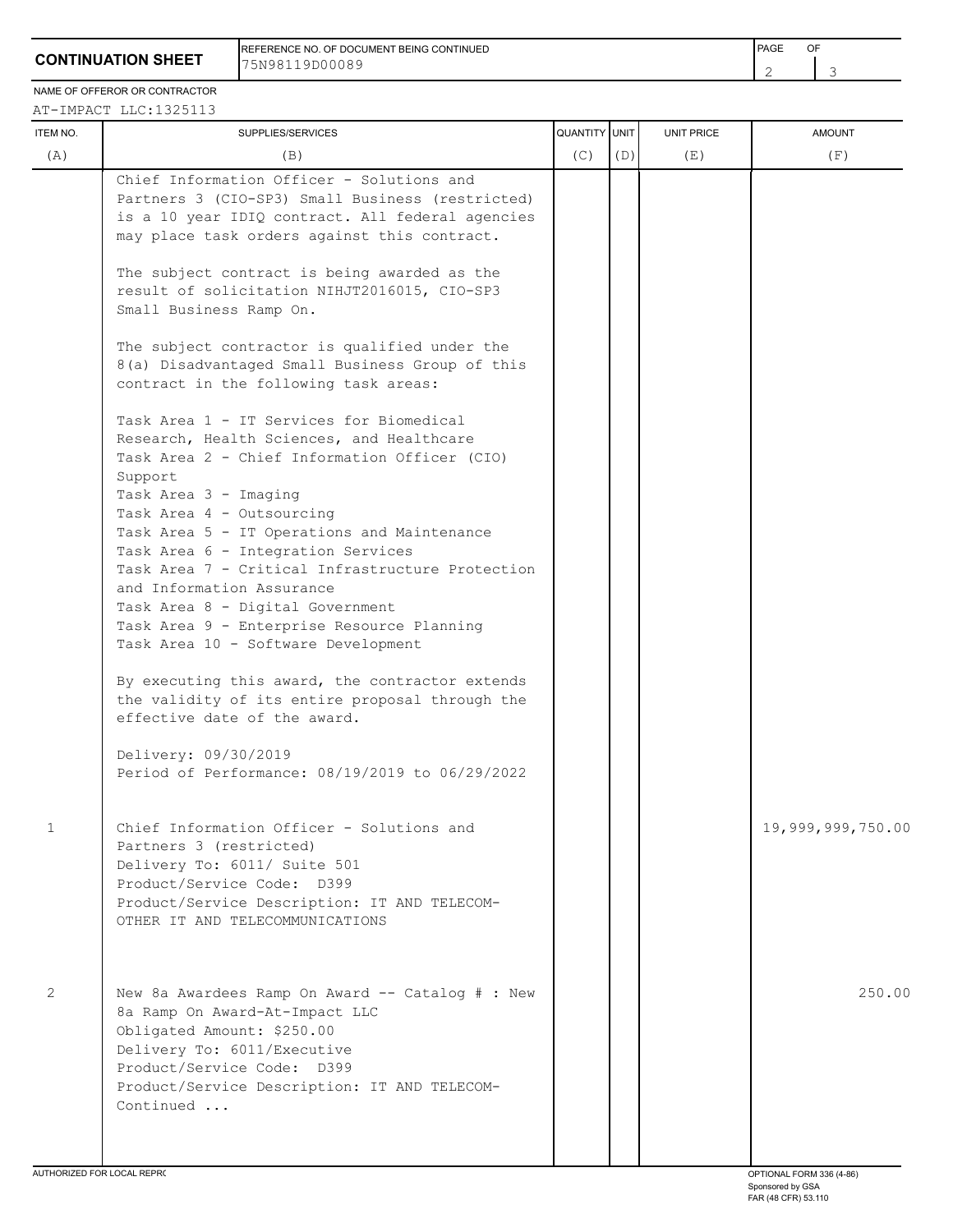**CONTINUATION SHEET**

REFERENCE NO. OF DOCUMENT BEING CONTINUED: 75N98119D00089

NAME OF OFFEROR OR CONTRACTOR: AT-IMPACT LLC:1325113

| ITEM NO. (A) | SUPPLIES/SERVICES (B) | QUANTITY (C) | UNIT (D) | UNIT PRICE (E) | AMOUNT (F) |
|---|---|---|---|---|---|
| | Chief Information Officer - Solutions and Partners 3 (CIO-SP3) Small Business (restricted) is a 10 year IDIQ contract. All federal agencies may place task orders against this contract.<br><br>The subject contract is being awarded as the result of solicitation NIHJT2016015, CIO-SP3 Small Business Ramp On.<br><br>The subject contractor is qualified under the 8(a) Disadvantaged Small Business Group of this contract in the following task areas:<br><br>Task Area 1 - IT Services for Biomedical Research, Health Sciences, and Healthcare<br>Task Area 2 - Chief Information Officer (CIO) Support<br>Task Area 3 - Imaging<br>Task Area 4 - Outsourcing<br>Task Area 5 - IT Operations and Maintenance<br>Task Area 6 - Integration Services<br>Task Area 7 - Critical Infrastructure Protection and Information Assurance<br>Task Area 8 - Digital Government<br>Task Area 9 - Enterprise Resource Planning<br>Task Area 10 - Software Development<br><br>By executing this award, the contractor extends the validity of its entire proposal through the effective date of the award.<br><br>Delivery: 09/30/2019<br>Period of Performance: 08/19/2019 to 06/29/2022 | | | | |
| 1 | Chief Information Officer - Solutions and Partners 3 (restricted)<br>Delivery To: 6011/ Suite 501<br>Product/Service Code: D399<br>Product/Service Description: IT AND TELECOM-OTHER IT AND TELECOMMUNICATIONS | | | | 19,999,999,750.00 |
| 2 | New 8a Awardees Ramp On Award -- Catalog # : New 8a Ramp On Award-At-Impact LLC<br>Obligated Amount: $250.00<br>Delivery To: 6011/Executive<br>Product/Service Code: D399<br>Product/Service Description: IT AND TELECOM-<br>Continued ... | | | | 250.00 |

AUTHORIZED FOR LOCAL REPRODUCTION

OPTIONAL FORM 336 (4-86)
Sponsored by GSA
FAR (48 CFR) 53.110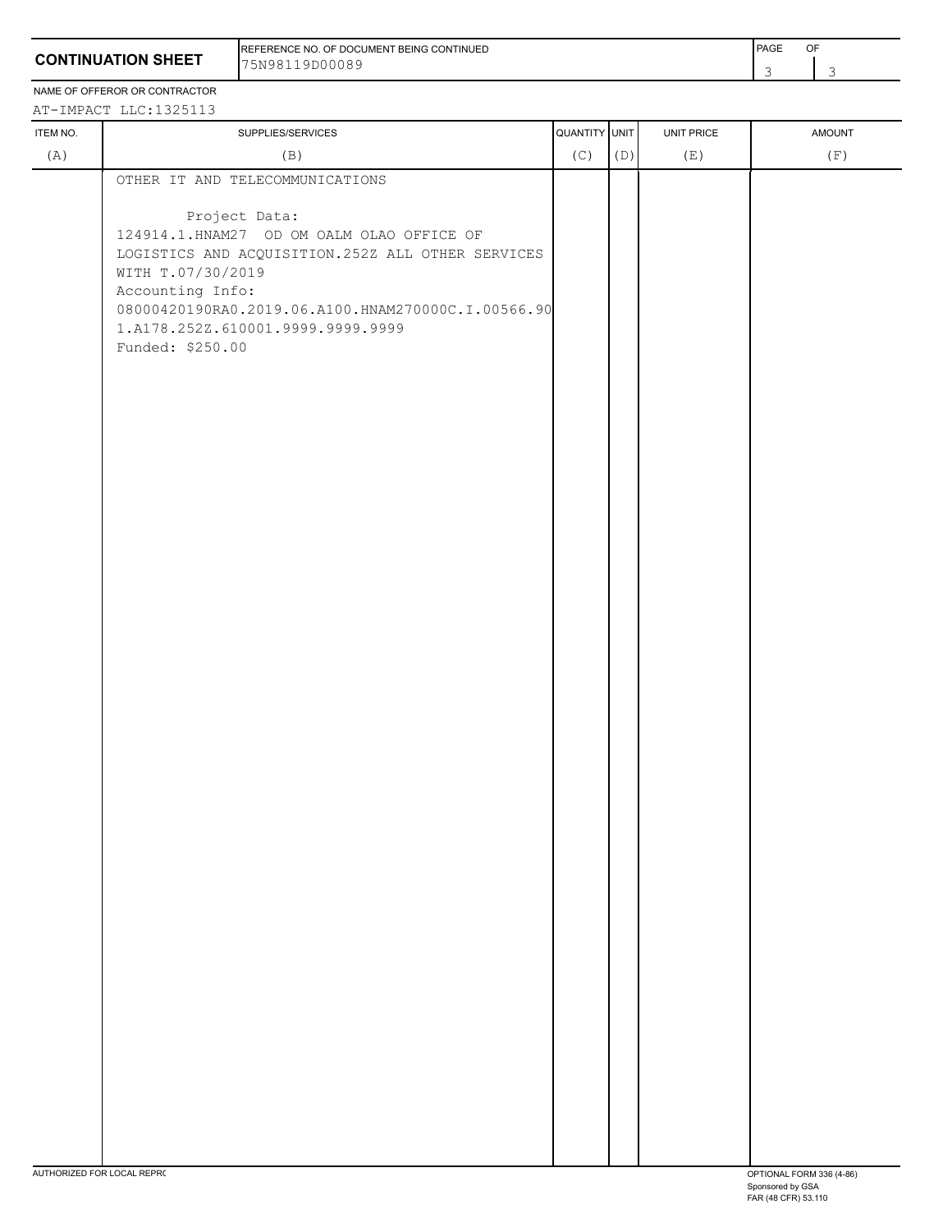**CONTINUATION SHEET**

REFERENCE NO. OF DOCUMENT BEING CONTINUED
75N98119D00089

NAME OF OFFEROR OR CONTRACTOR
AT-IMPACT LLC:1325113

| ITEM NO. (A) | SUPPLIES/SERVICES (B) | QUANTITY (C) | UNIT (D) | UNIT PRICE (E) | AMOUNT (F) |
|---|---|---|---|---|---|
| | OTHER IT AND TELECOMMUNICATIONS<br><br>Project Data:<br>124914.1.HNAM27 OD OM OALM OLAO OFFICE OF LOGISTICS AND ACQUISITION.252Z ALL OTHER SERVICES WITH T.07/30/2019<br>Accounting Info:<br>08000420190RA0.2019.06.A100.HNAM270000C.I.00566.901.A178.252Z.610001.9999.9999.9999<br>Funded: $250.00 | | | | |

AUTHORIZED FOR LOCAL REPRO

OPTIONAL FORM 336 (4-86)
Sponsored by GSA
FAR (48 CFR) 53.110